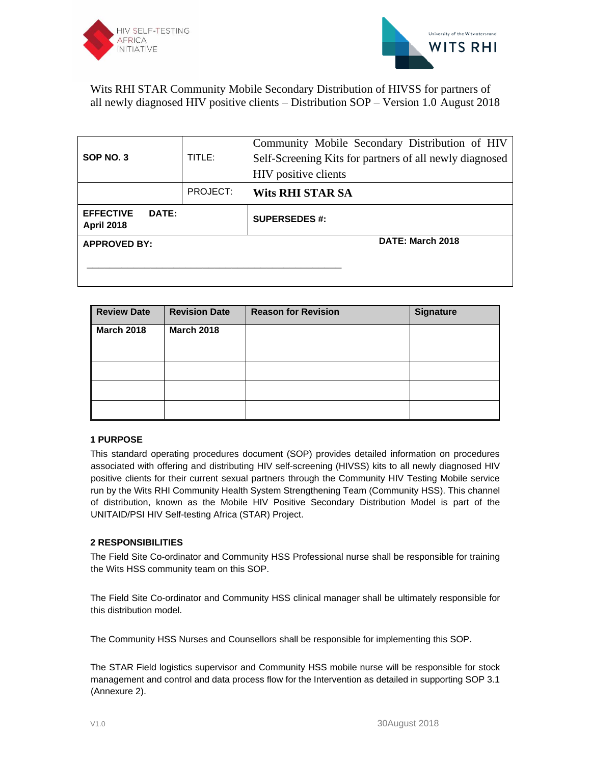HIV SELF-TESTING AFRICA INITIATIVE

University of the Witwatersrand WITS RHI

Wits RHI STAR Community Mobile Secondary Distribution of HIVSS for partners of all newly diagnosed HIV positive clients – Distribution SOP – Version 1.0 August 2018

| SOP NO. 3 | TITLE: | Community Mobile Secondary Distribution of HIV Self-Screening Kits for partners of all newly diagnosed HIV positive clients |
|---|---|---|
| | PROJECT: | **Wits RHI STAR SA** |
| **EFFECTIVE DATE: April 2018** | | **SUPERSEDES #:** |
| **APPROVED BY:** _______________________________________________ | | **DATE: March 2018** |

| Review Date | Revision Date | Reason for Revision | Signature |
|---|---|---|---|
| **March 2018** | **March 2018** | | |
| | | | |
| | | | |
| | | | |

### 1 PURPOSE

This standard operating procedures document (SOP) provides detailed information on procedures associated with offering and distributing HIV self-screening (HIVSS) kits to all newly diagnosed HIV positive clients for their current sexual partners through the Community HIV Testing Mobile service run by the Wits RHI Community Health System Strengthening Team (Community HSS). This channel of distribution, known as the Mobile HIV Positive Secondary Distribution Model is part of the UNITAID/PSI HIV Self-testing Africa (STAR) Project.

### 2 RESPONSIBILITIES

The Field Site Co-ordinator and Community HSS Professional nurse shall be responsible for training the Wits HSS community team on this SOP.

The Field Site Co-ordinator and Community HSS clinical manager shall be ultimately responsible for this distribution model.

The Community HSS Nurses and Counsellors shall be responsible for implementing this SOP.

The STAR Field logistics supervisor and Community HSS mobile nurse will be responsible for stock management and control and data process flow for the Intervention as detailed in supporting SOP 3.1 (Annexure 2).

V1.0 30August 2018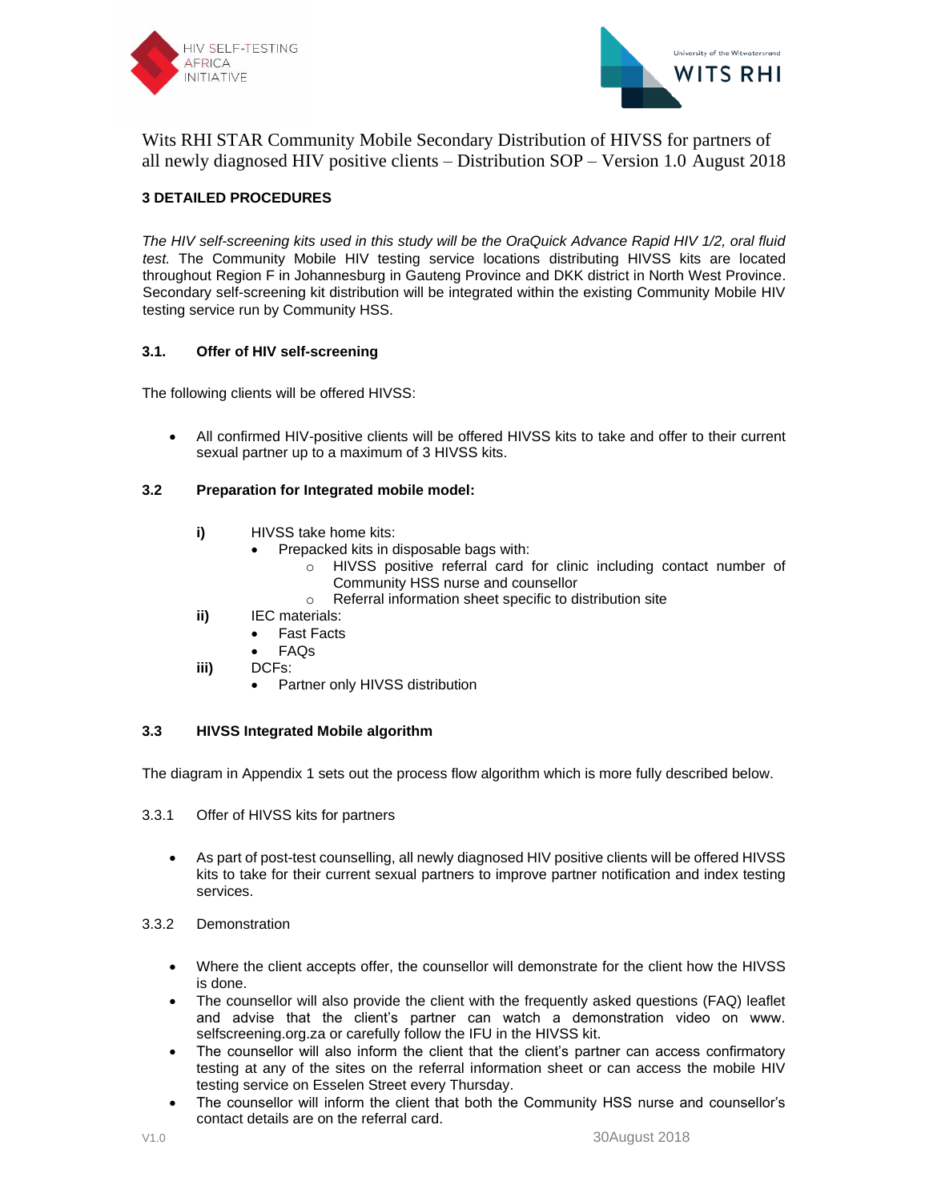Wits RHI STAR Community Mobile Secondary Distribution of HIVSS for partners of all newly diagnosed HIV positive clients – Distribution SOP – Version 1.0 August 2018

## 3 DETAILED PROCEDURES

*The HIV self-screening kits used in this study will be the OraQuick Advance Rapid HIV 1/2, oral fluid test.* The Community Mobile HIV testing service locations distributing HIVSS kits are located throughout Region F in Johannesburg in Gauteng Province and DKK district in North West Province. Secondary self-screening kit distribution will be integrated within the existing Community Mobile HIV testing service run by Community HSS.

### 3.1. Offer of HIV self-screening

The following clients will be offered HIVSS:

- All confirmed HIV-positive clients will be offered HIVSS kits to take and offer to their current sexual partner up to a maximum of 3 HIVSS kits.

### 3.2 Preparation for Integrated mobile model:

**i)** HIVSS take home kits:
- Prepacked kits in disposable bags with:
  - HIVSS positive referral card for clinic including contact number of Community HSS nurse and counsellor
  - Referral information sheet specific to distribution site

**ii)** IEC materials:
- Fast Facts
- FAQs

**iii)** DCFs:
- Partner only HIVSS distribution

### 3.3 HIVSS Integrated Mobile algorithm

The diagram in Appendix 1 sets out the process flow algorithm which is more fully described below.

3.3.1 Offer of HIVSS kits for partners

- As part of post-test counselling, all newly diagnosed HIV positive clients will be offered HIVSS kits to take for their current sexual partners to improve partner notification and index testing services.

3.3.2 Demonstration

- Where the client accepts offer, the counsellor will demonstrate for the client how the HIVSS is done.
- The counsellor will also provide the client with the frequently asked questions (FAQ) leaflet and advise that the client's partner can watch a demonstration video on www. selfscreening.org.za or carefully follow the IFU in the HIVSS kit.
- The counsellor will also inform the client that the client's partner can access confirmatory testing at any of the sites on the referral information sheet or can access the mobile HIV testing service on Esselen Street every Thursday.
- The counsellor will inform the client that both the Community HSS nurse and counsellor's contact details are on the referral card.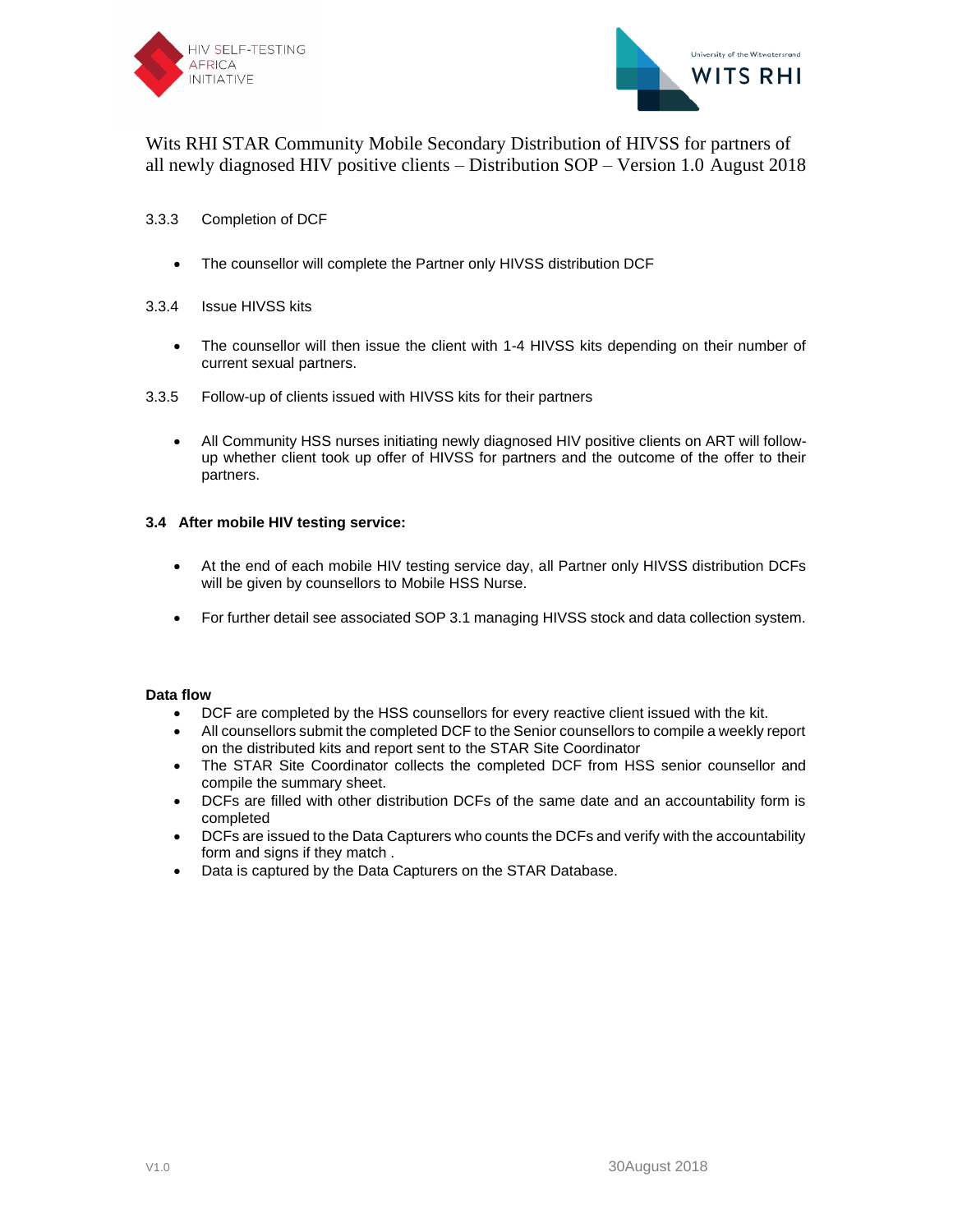3.3.3 Completion of DCF

- The counsellor will complete the Partner only HIVSS distribution DCF

3.3.4 Issue HIVSS kits

- The counsellor will then issue the client with 1-4 HIVSS kits depending on their number of current sexual partners.

3.3.5 Follow-up of clients issued with HIVSS kits for their partners

- All Community HSS nurses initiating newly diagnosed HIV positive clients on ART will follow-up whether client took up offer of HIVSS for partners and the outcome of the offer to their partners.

**3.4 After mobile HIV testing service:**

- At the end of each mobile HIV testing service day, all Partner only HIVSS distribution DCFs will be given by counsellors to Mobile HSS Nurse.
- For further detail see associated SOP 3.1 managing HIVSS stock and data collection system.

**Data flow**

- DCF are completed by the HSS counsellors for every reactive client issued with the kit.
- All counsellors submit the completed DCF to the Senior counsellors to compile a weekly report on the distributed kits and report sent to the STAR Site Coordinator
- The STAR Site Coordinator collects the completed DCF from HSS senior counsellor and compile the summary sheet.
- DCFs are filled with other distribution DCFs of the same date and an accountability form is completed
- DCFs are issued to the Data Capturers who counts the DCFs and verify with the accountability form and signs if they match .
- Data is captured by the Data Capturers on the STAR Database.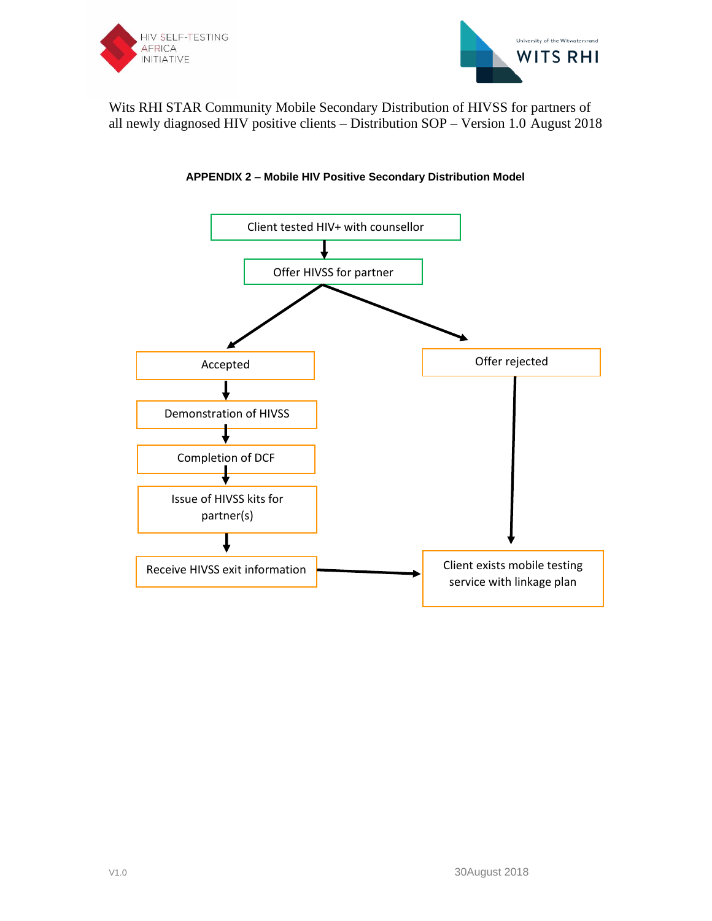Wits RHI STAR Community Mobile Secondary Distribution of HIVSS for partners of all newly diagnosed HIV positive clients – Distribution SOP – Version 1.0 August 2018

**APPENDIX 2 – Mobile HIV Positive Secondary Distribution Model**

Client tested HIV+ with counsellor

↓

Offer HIVSS for partner

↙ ↘

Accepted → Demonstration of HIVSS → Completion of DCF → Issue of HIVSS kits for partner(s) → Receive HIVSS exit information → Client exists mobile testing service with linkage plan

Offer rejected → Client exists mobile testing service with linkage plan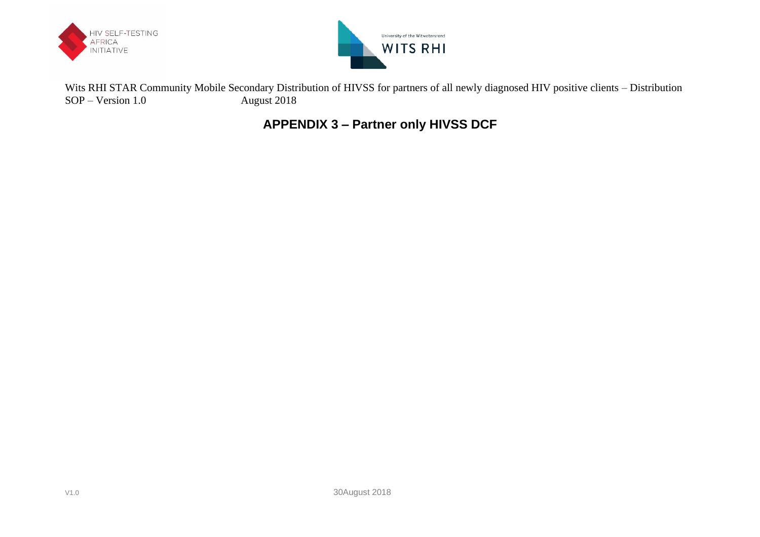Wits RHI STAR Community Mobile Secondary Distribution of HIVSS for partners of all newly diagnosed HIV positive clients – Distribution SOP – Version 1.0 August 2018

## APPENDIX 3 – Partner only HIVSS DCF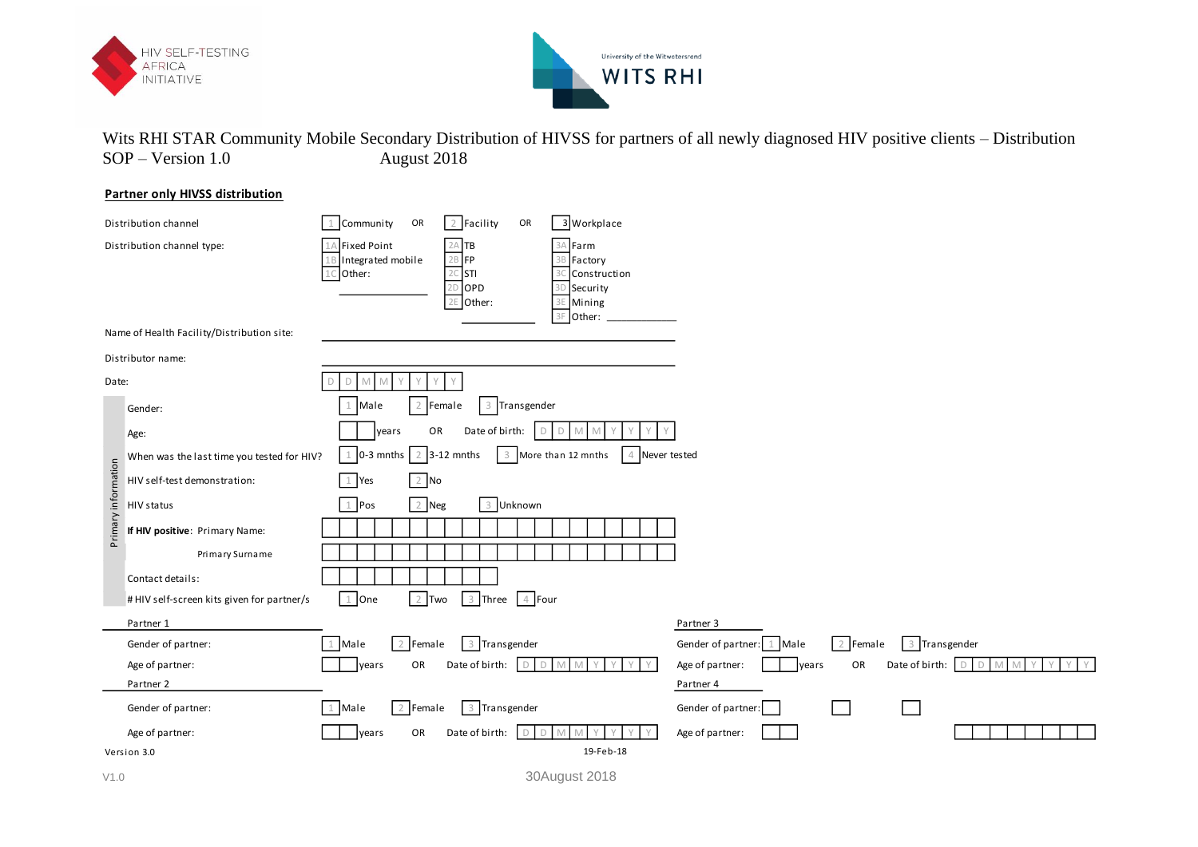Wits RHI STAR Community Mobile Secondary Distribution of HIVSS for partners of all newly diagnosed HIV positive clients – Distribution SOP – Version 1.0 August 2018

## Partner only HIVSS distribution

| | | | |
|---|---|---|---|
| Distribution channel | 1 Community OR | 2 Facility OR | 3 Workplace |
| Distribution channel type: | 1A Fixed Point<br>1B Integrated mobile<br>1C Other: ____________ | 2A TB<br>2B FP<br>2C STI<br>2D OPD<br>2E Other: ____________ | 3A Farm<br>3B Factory<br>3C Construction<br>3D Security<br>3E Mining<br>3F Other: ____________ |
| Name of Health Facility/Distribution site: | ____________ | | |
| Distributor name: | ____________ | | |
| Date: | D D M M Y Y Y Y | | |

**Primary information**

| | | | | |
|---|---|---|---|---|
| Gender: | 1 Male | 2 Female | 3 Transgender | |
| Age: | ___ years | OR | Date of birth: D D M M Y Y Y Y | |
| When was the last time you tested for HIV? | 1 0-3 mnths | 2 3-12 mnths | 3 More than 12 mnths | 4 Never tested |
| HIV self-test demonstration: | 1 Yes | 2 No | | |
| HIV status | 1 Pos | 2 Neg | 3 Unknown | |
| **If HIV positive**: Primary Name: | | | | |
| Primary Surname | | | | |
| Contact details: | | | | |
| # HIV self-screen kits given for partner/s | 1 One | 2 Two | 3 Three | 4 Four |

**Partner 1**

| | | | |
|---|---|---|---|
| Gender of partner: | 1 Male | 2 Female | 3 Transgender |
| Age of partner: | ___ years | OR | Date of birth: D D M M Y Y Y Y |

**Partner 2**

| | | | |
|---|---|---|---|
| Gender of partner: | 1 Male | 2 Female | 3 Transgender |
| Age of partner: | ___ years | OR | Date of birth: D D M M Y Y Y Y |

**Partner 3**

| | | | |
|---|---|---|---|
| Gender of partner: | 1 Male | 2 Female | 3 Transgender |
| Age of partner: | ___ years | OR | Date of birth: D D M M Y Y Y Y |

**Partner 4**

| | | | |
|---|---|---|---|
| Gender of partner: | | | |
| Age of partner: | | | |

Version 3.0 19-Feb-18

V1.0 30August 2018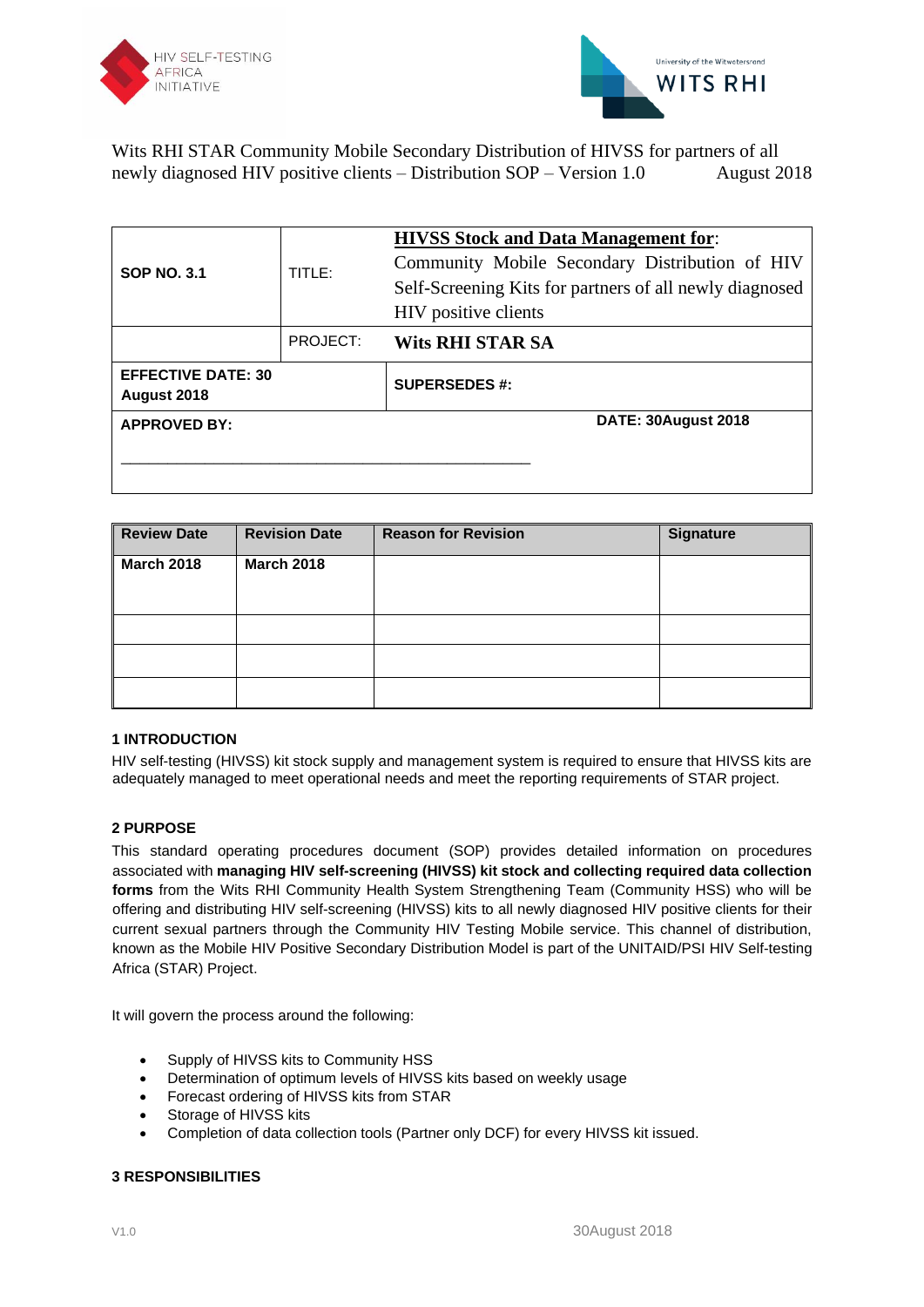Wits RHI STAR Community Mobile Secondary Distribution of HIVSS for partners of all newly diagnosed HIV positive clients – Distribution SOP – Version 1.0 August 2018

| SOP NO. 3.1 | TITLE: | **HIVSS Stock and Data Management for**: Community Mobile Secondary Distribution of HIV Self-Screening Kits for partners of all newly diagnosed HIV positive clients |
|---|---|---|
| | PROJECT: | **Wits RHI STAR SA** |
| **EFFECTIVE DATE: 30 August 2018** | | **SUPERSEDES #:** |
| **APPROVED BY:** _______________________________________________ | | **DATE: 30August 2018** |

| Review Date | Revision Date | Reason for Revision | Signature |
|---|---|---|---|
| **March 2018** | **March 2018** | | |
| | | | |
| | | | |
| | | | |

## 1 INTRODUCTION

HIV self-testing (HIVSS) kit stock supply and management system is required to ensure that HIVSS kits are adequately managed to meet operational needs and meet the reporting requirements of STAR project.

## 2 PURPOSE

This standard operating procedures document (SOP) provides detailed information on procedures associated with **managing HIV self-screening (HIVSS) kit stock and collecting required data collection forms** from the Wits RHI Community Health System Strengthening Team (Community HSS) who will be offering and distributing HIV self-screening (HIVSS) kits to all newly diagnosed HIV positive clients for their current sexual partners through the Community HIV Testing Mobile service. This channel of distribution, known as the Mobile HIV Positive Secondary Distribution Model is part of the UNITAID/PSI HIV Self-testing Africa (STAR) Project.

It will govern the process around the following:

- Supply of HIVSS kits to Community HSS
- Determination of optimum levels of HIVSS kits based on weekly usage
- Forecast ordering of HIVSS kits from STAR
- Storage of HIVSS kits
- Completion of data collection tools (Partner only DCF) for every HIVSS kit issued.

## 3 RESPONSIBILITIES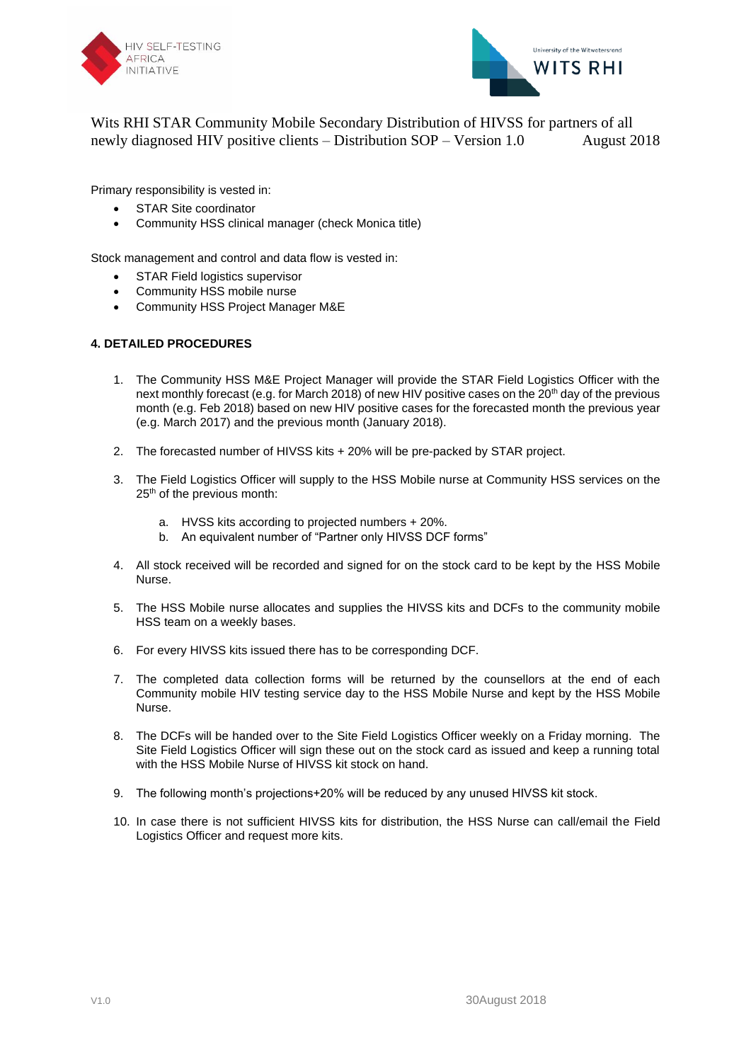Wits RHI STAR Community Mobile Secondary Distribution of HIVSS for partners of all newly diagnosed HIV positive clients – Distribution SOP – Version 1.0 August 2018

Primary responsibility is vested in:

- STAR Site coordinator
- Community HSS clinical manager (check Monica title)

Stock management and control and data flow is vested in:

- STAR Field logistics supervisor
- Community HSS mobile nurse
- Community HSS Project Manager M&E

**4. DETAILED PROCEDURES**

1. The Community HSS M&E Project Manager will provide the STAR Field Logistics Officer with the next monthly forecast (e.g. for March 2018) of new HIV positive cases on the 20th day of the previous month (e.g. Feb 2018) based on new HIV positive cases for the forecasted month the previous year (e.g. March 2017) and the previous month (January 2018).

2. The forecasted number of HIVSS kits + 20% will be pre-packed by STAR project.

3. The Field Logistics Officer will supply to the HSS Mobile nurse at Community HSS services on the 25th of the previous month:

   a. HVSS kits according to projected numbers + 20%.
   b. An equivalent number of "Partner only HIVSS DCF forms"

4. All stock received will be recorded and signed for on the stock card to be kept by the HSS Mobile Nurse.

5. The HSS Mobile nurse allocates and supplies the HIVSS kits and DCFs to the community mobile HSS team on a weekly bases.

6. For every HIVSS kits issued there has to be corresponding DCF.

7. The completed data collection forms will be returned by the counsellors at the end of each Community mobile HIV testing service day to the HSS Mobile Nurse and kept by the HSS Mobile Nurse.

8. The DCFs will be handed over to the Site Field Logistics Officer weekly on a Friday morning. The Site Field Logistics Officer will sign these out on the stock card as issued and keep a running total with the HSS Mobile Nurse of HIVSS kit stock on hand.

9. The following month's projections+20% will be reduced by any unused HIVSS kit stock.

10. In case there is not sufficient HIVSS kits for distribution, the HSS Nurse can call/email the Field Logistics Officer and request more kits.